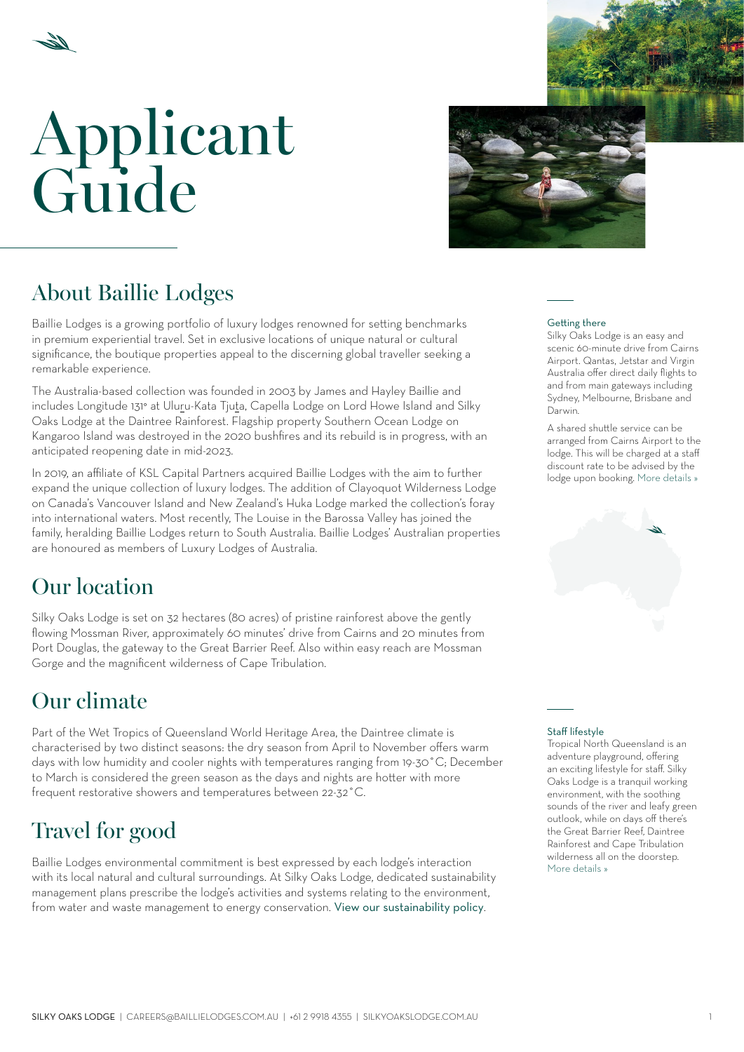# Applicant Guide

## About Baillie Lodges

Baillie Lodges is a growing portfolio of luxury lodges renowned for setting benchmarks in premium experiential travel. Set in exclusive locations of unique natural or cultural significance, the boutique properties appeal to the discerning global traveller seeking a remarkable experience.

The Australia-based collection was founded in 2003 by James and Hayley Baillie and includes Longitude 131° at Uluṟu-Kata Tjuṯa, Capella Lodge on Lord Howe Island and Silky Oaks Lodge at the Daintree Rainforest. Flagship property Southern Ocean Lodge on Kangaroo Island was destroyed in the 2020 bushfires and its rebuild is in progress, with an anticipated reopening date in mid-2023.

In 2019, an affiliate of KSL Capital Partners acquired Baillie Lodges with the aim to further expand the unique collection of luxury lodges. The addition of Clayoquot Wilderness Lodge on Canada's Vancouver Island and New Zealand's Huka Lodge marked the collection's foray into international waters. Most recently, The Louise in the Barossa Valley has joined the family, heralding Baillie Lodges return to South Australia. Baillie Lodges' Australian properties are honoured as members of Luxury Lodges of Australia.

## Our location

Silky Oaks Lodge is set on 32 hectares (80 acres) of pristine rainforest above the gently flowing Mossman River, approximately 60 minutes' drive from Cairns and 20 minutes from Port Douglas, the gateway to the Great Barrier Reef. Also within easy reach are Mossman Gorge and the magnificent wilderness of Cape Tribulation.

## Our climate

Part of the Wet Tropics of Queensland World Heritage Area, the Daintree climate is characterised by two distinct seasons: the dry season from April to November offers warm days with low humidity and cooler nights with temperatures ranging from 19-30˚C; December to March is considered the green season as the days and nights are hotter with more frequent restorative showers and temperatures between 22-32˚C.

## Travel for good

Baillie Lodges environmental commitment is best expressed by each lodge's interaction with its local natural and cultural surroundings. At Silky Oaks Lodge, dedicated sustainability management plans prescribe the lodge's activities and systems relating to the environment, from water and waste management to energy conservation. View our sustainability policy.

### Getting there

Silky Oaks Lodge is an easy and scenic 60-minute drive from Cairns Airport. Qantas, Jetstar and Virgin Australia offer direct daily flights to and from main gateways including Sydney, Melbourne, Brisbane and Darwin.

A shared shuttle service can be arranged from Cairns Airport to the lodge. This will be charged at a staff discount rate to be advised by the lodge upon booking. More details »

### Staff lifestyle

Tropical North Queensland is an adventure playground, offering an exciting lifestyle for staff. Silky Oaks Lodge is a tranquil working environment, with the soothing sounds of the river and leafy green outlook, while on days off there's the Great Barrier Reef, Daintree Rainforest and Cape Tribulation wilderness all on the doorstep. More details »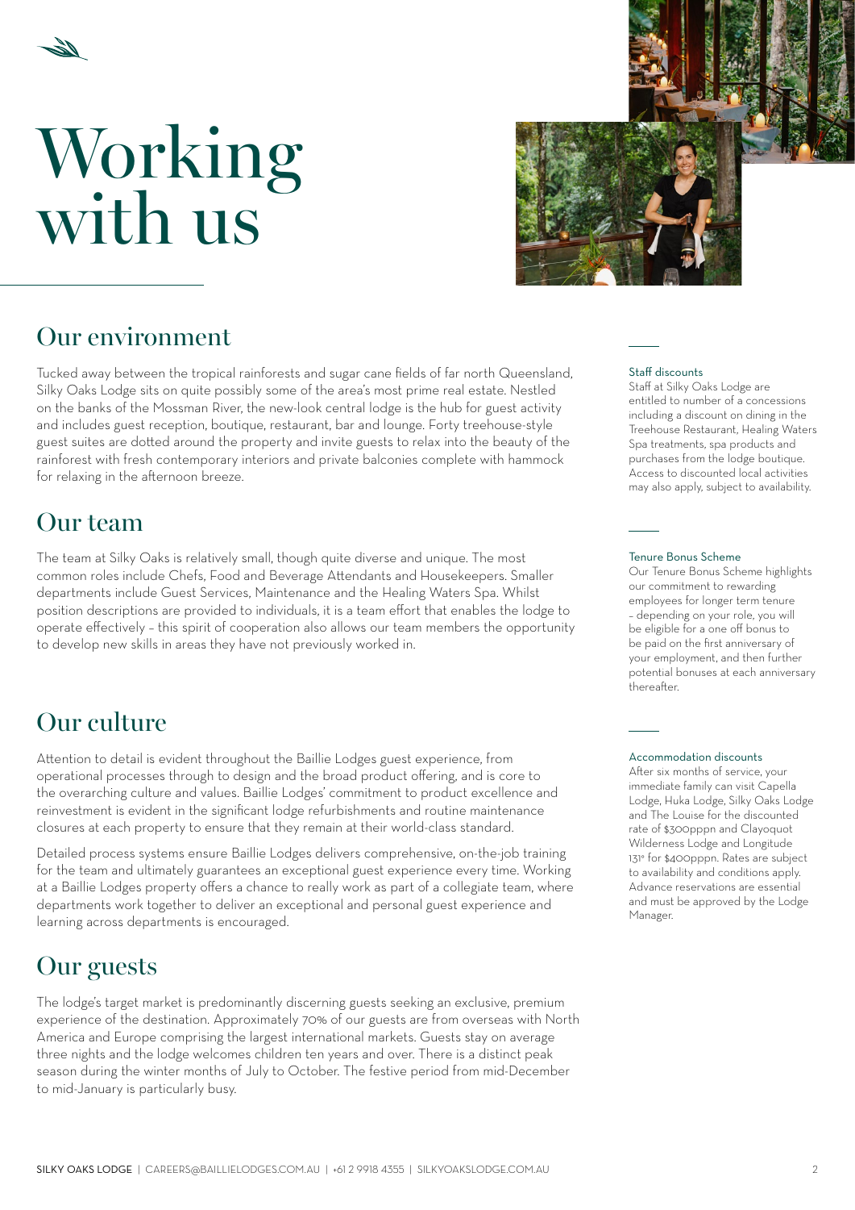# Working with us

## Our environment

Tucked away between the tropical rainforests and sugar cane fields of far north Queensland, Silky Oaks Lodge sits on quite possibly some of the area's most prime real estate. Nestled on the banks of the Mossman River, the new-look central lodge is the hub for guest activity and includes guest reception, boutique, restaurant, bar and lounge. Forty treehouse-style guest suites are dotted around the property and invite guests to relax into the beauty of the rainforest with fresh contemporary interiors and private balconies complete with hammock for relaxing in the afternoon breeze.

## Our team

The team at Silky Oaks is relatively small, though quite diverse and unique. The most common roles include Chefs, Food and Beverage Attendants and Housekeepers. Smaller departments include Guest Services, Maintenance and the Healing Waters Spa. Whilst position descriptions are provided to individuals, it is a team effort that enables the lodge to operate effectively – this spirit of cooperation also allows our team members the opportunity to develop new skills in areas they have not previously worked in.

## Our culture

Attention to detail is evident throughout the Baillie Lodges guest experience, from operational processes through to design and the broad product offering, and is core to the overarching culture and values. Baillie Lodges' commitment to product excellence and reinvestment is evident in the significant lodge refurbishments and routine maintenance closures at each property to ensure that they remain at their world-class standard.

Detailed process systems ensure Baillie Lodges delivers comprehensive, on-the-job training for the team and ultimately guarantees an exceptional guest experience every time. Working at a Baillie Lodges property offers a chance to really work as part of a collegiate team, where departments work together to deliver an exceptional and personal guest experience and learning across departments is encouraged.

## Our guests

The lodge's target market is predominantly discerning guests seeking an exclusive, premium experience of the destination. Approximately 70% of our guests are from overseas with North America and Europe comprising the largest international markets. Guests stay on average three nights and the lodge welcomes children ten years and over. There is a distinct peak season during the winter months of July to October. The festive period from mid-December to mid-January is particularly busy.

#### Staff discounts

Staff at Silky Oaks Lodge are entitled to number of a concessions including a discount on dining in the Treehouse Restaurant, Healing Waters Spa treatments, spa products and purchases from the lodge boutique. Access to discounted local activities may also apply, subject to availability.

#### Tenure Bonus Scheme

Our Tenure Bonus Scheme highlights our commitment to rewarding employees for longer term tenure – depending on your role, you will be eligible for a one off bonus to be paid on the first anniversary of your employment, and then further potential bonuses at each anniversary thereafter.

#### Accommodation discounts

After six months of service, your immediate family can visit Capella Lodge, Huka Lodge, Silky Oaks Lodge and The Louise for the discounted rate of $300pppn and Clayoquot Wilderness Lodge and Longitude 131° for $400pppn. Rates are subject to availability and conditions apply. Advance reservations are essential and must be approved by the Lodge Manager.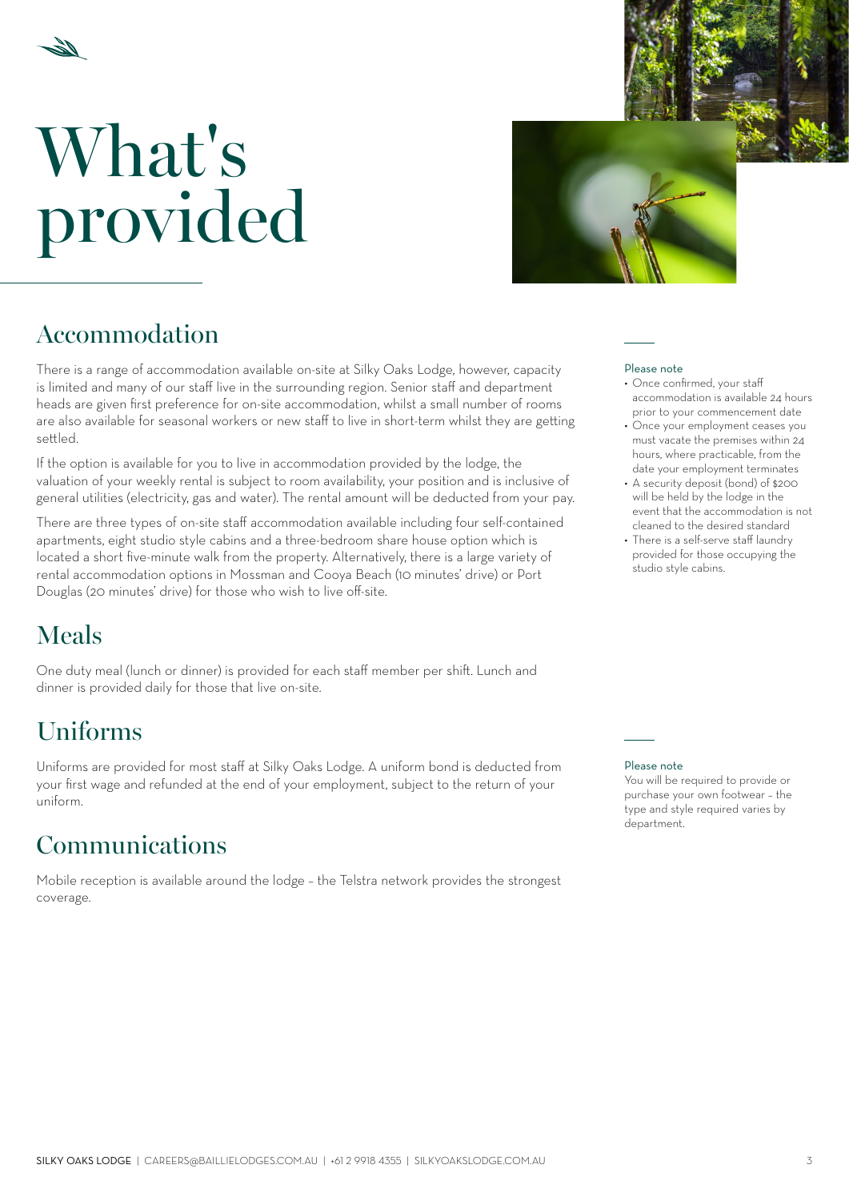# What's provided

## Accommodation

There is a range of accommodation available on-site at Silky Oaks Lodge, however, capacity is limited and many of our staff live in the surrounding region. Senior staff and department heads are given first preference for on-site accommodation, whilst a small number of rooms are also available for seasonal workers or new staff to live in short-term whilst they are getting settled.

If the option is available for you to live in accommodation provided by the lodge, the valuation of your weekly rental is subject to room availability, your position and is inclusive of general utilities (electricity, gas and water). The rental amount will be deducted from your pay.

There are three types of on-site staff accommodation available including four self-contained apartments, eight studio style cabins and a three-bedroom share house option which is located a short five-minute walk from the property. Alternatively, there is a large variety of rental accommodation options in Mossman and Cooya Beach (10 minutes' drive) or Port Douglas (20 minutes' drive) for those who wish to live off-site.

Please note

- Once confirmed, your staff accommodation is available 24 hours prior to your commencement date
- Once your employment ceases you must vacate the premises within 24 hours, where practicable, from the date your employment terminates
- A security deposit (bond) of $200 will be held by the lodge in the event that the accommodation is not cleaned to the desired standard
- There is a self-serve staff laundry provided for those occupying the studio style cabins.

## Meals

One duty meal (lunch or dinner) is provided for each staff member per shift. Lunch and dinner is provided daily for those that live on-site.

## Uniforms

Uniforms are provided for most staff at Silky Oaks Lodge. A uniform bond is deducted from your first wage and refunded at the end of your employment, subject to the return of your uniform.

Please note

You will be required to provide or purchase your own footwear – the type and style required varies by department.

## Communications

Mobile reception is available around the lodge – the Telstra network provides the strongest coverage.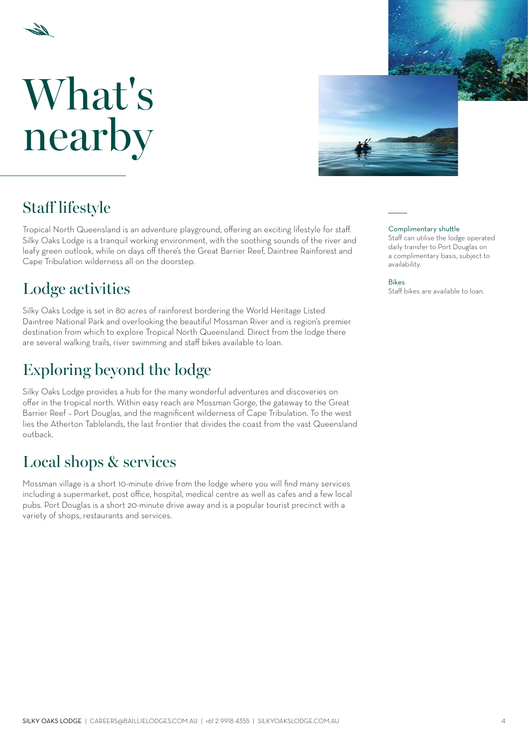# What's nearby

## Staff lifestyle

Tropical North Queensland is an adventure playground, offering an exciting lifestyle for staff. Silky Oaks Lodge is a tranquil working environment, with the soothing sounds of the river and leafy green outlook, while on days off there's the Great Barrier Reef, Daintree Rainforest and Cape Tribulation wilderness all on the doorstep.

## Lodge activities

Silky Oaks Lodge is set in 80 acres of rainforest bordering the World Heritage Listed Daintree National Park and overlooking the beautiful Mossman River and is region's premier destination from which to explore Tropical North Queensland. Direct from the lodge there are several walking trails, river swimming and staff bikes available to loan.

## Exploring beyond the lodge

Silky Oaks Lodge provides a hub for the many wonderful adventures and discoveries on offer in the tropical north. Within easy reach are Mossman Gorge, the gateway to the Great Barrier Reef – Port Douglas, and the magnificent wilderness of Cape Tribulation. To the west lies the Atherton Tablelands, the last frontier that divides the coast from the vast Queensland outback.

## Local shops & services

Mossman village is a short 10-minute drive from the lodge where you will find many services including a supermarket, post office, hospital, medical centre as well as cafes and a few local pubs. Port Douglas is a short 20-minute drive away and is a popular tourist precinct with a variety of shops, restaurants and services.

**Complimentary shuttle**
Staff can utilise the lodge operated daily transfer to Port Douglas on a complimentary basis, subject to availability.

**Bikes**
Staff bikes are available to loan.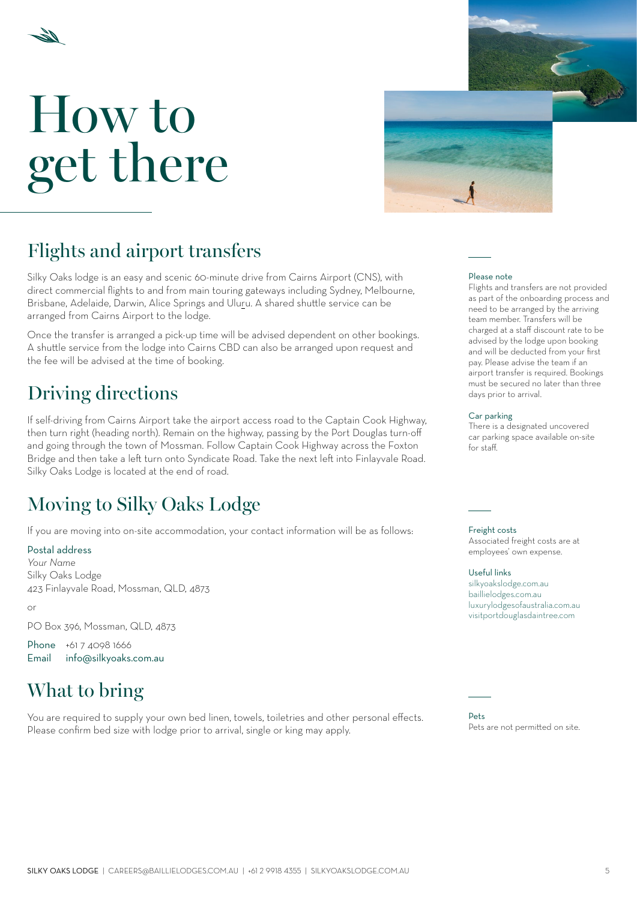# How to get there

## Flights and airport transfers

Silky Oaks lodge is an easy and scenic 60-minute drive from Cairns Airport (CNS), with direct commercial flights to and from main touring gateways including Sydney, Melbourne, Brisbane, Adelaide, Darwin, Alice Springs and Uluṟu. A shared shuttle service can be arranged from Cairns Airport to the lodge.

Once the transfer is arranged a pick-up time will be advised dependent on other bookings. A shuttle service from the lodge into Cairns CBD can also be arranged upon request and the fee will be advised at the time of booking.

**Please note**
Flights and transfers are not provided as part of the onboarding process and need to be arranged by the arriving team member. Transfers will be charged at a staff discount rate to be advised by the lodge upon booking and will be deducted from your first pay. Please advise the team if an airport transfer is required. Bookings must be secured no later than three days prior to arrival.

## Driving directions

If self-driving from Cairns Airport take the airport access road to the Captain Cook Highway, then turn right (heading north). Remain on the highway, passing by the Port Douglas turn-off and going through the town of Mossman. Follow Captain Cook Highway across the Foxton Bridge and then take a left turn onto Syndicate Road. Take the next left into Finlayvale Road. Silky Oaks Lodge is located at the end of road.

**Car parking**
There is a designated uncovered car parking space available on-site for staff.

## Moving to Silky Oaks Lodge

If you are moving into on-site accommodation, your contact information will be as follows:

**Postal address**
*Your Name*
Silky Oaks Lodge
423 Finlayvale Road, Mossman, QLD, 4873

or

PO Box 396, Mossman, QLD, 4873

**Phone** +61 7 4098 1666
**Email** info@silkyoaks.com.au

**Freight costs**
Associated freight costs are at employees' own expense.

**Useful links**
silkyoakslodge.com.au
baillielodges.com.au
luxurylodgesofaustralia.com.au
visitportdouglasdaintree.com

## What to bring

You are required to supply your own bed linen, towels, toiletries and other personal effects. Please confirm bed size with lodge prior to arrival, single or king may apply.

**Pets**
Pets are not permitted on site.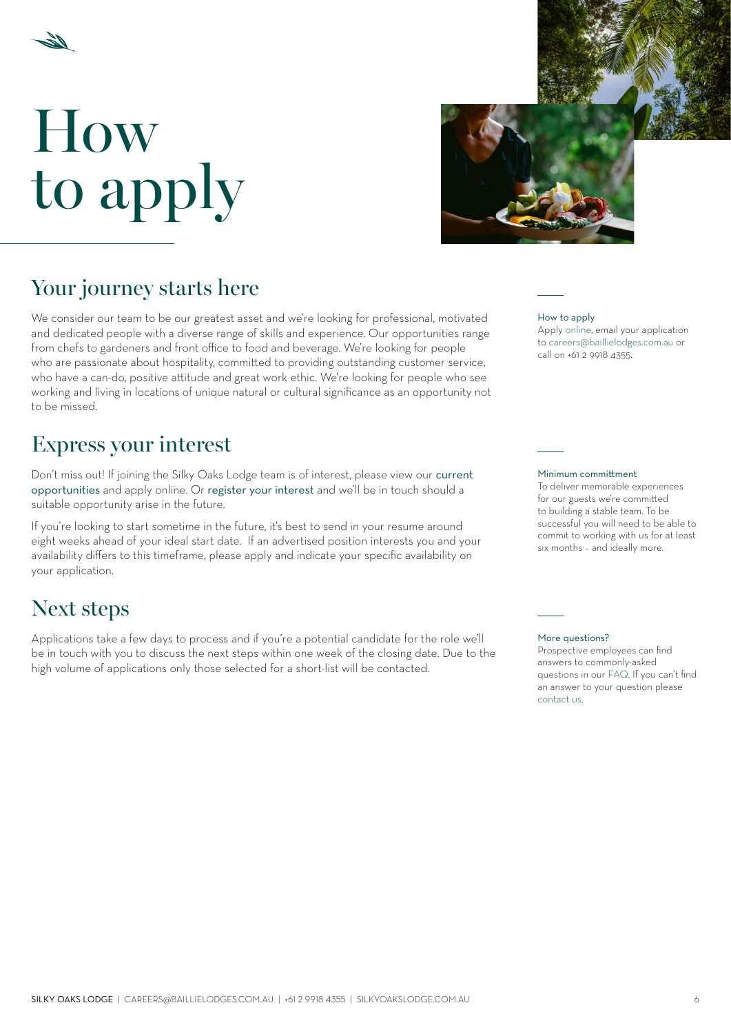# How to apply

## Your journey starts here

We consider our team to be our greatest asset and we're looking for professional, motivated and dedicated people with a diverse range of skills and experience. Our opportunities range from chefs to gardeners and front office to food and beverage. We're looking for people who are passionate about hospitality, committed to providing outstanding customer service, who have a can-do, positive attitude and great work ethic. We're looking for people who see working and living in locations of unique natural or cultural significance as an opportunity not to be missed.

**How to apply**
Apply online, email your application to careers@baillielodges.com.au or call on +61 2 9918 4355.

## Express your interest

Don't miss out! If joining the Silky Oaks Lodge team is of interest, please view our current opportunities and apply online. Or register your interest and we'll be in touch should a suitable opportunity arise in the future.

If you're looking to start sometime in the future, it's best to send in your resume around eight weeks ahead of your ideal start date. If an advertised position interests you and your availability differs to this timeframe, please apply and indicate your specific availability on your application.

**Minimum committment**
To deliver memorable experiences for our guests we're committed to building a stable team. To be successful you will need to be able to commit to working with us for at least six months – and ideally more.

## Next steps

Applications take a few days to process and if you're a potential candidate for the role we'll be in touch with you to discuss the next steps within one week of the closing date. Due to the high volume of applications only those selected for a short-list will be contacted.

**More questions?**
Prospective employees can find answers to commonly-asked questions in our FAQ. If you can't find an answer to your question please contact us.